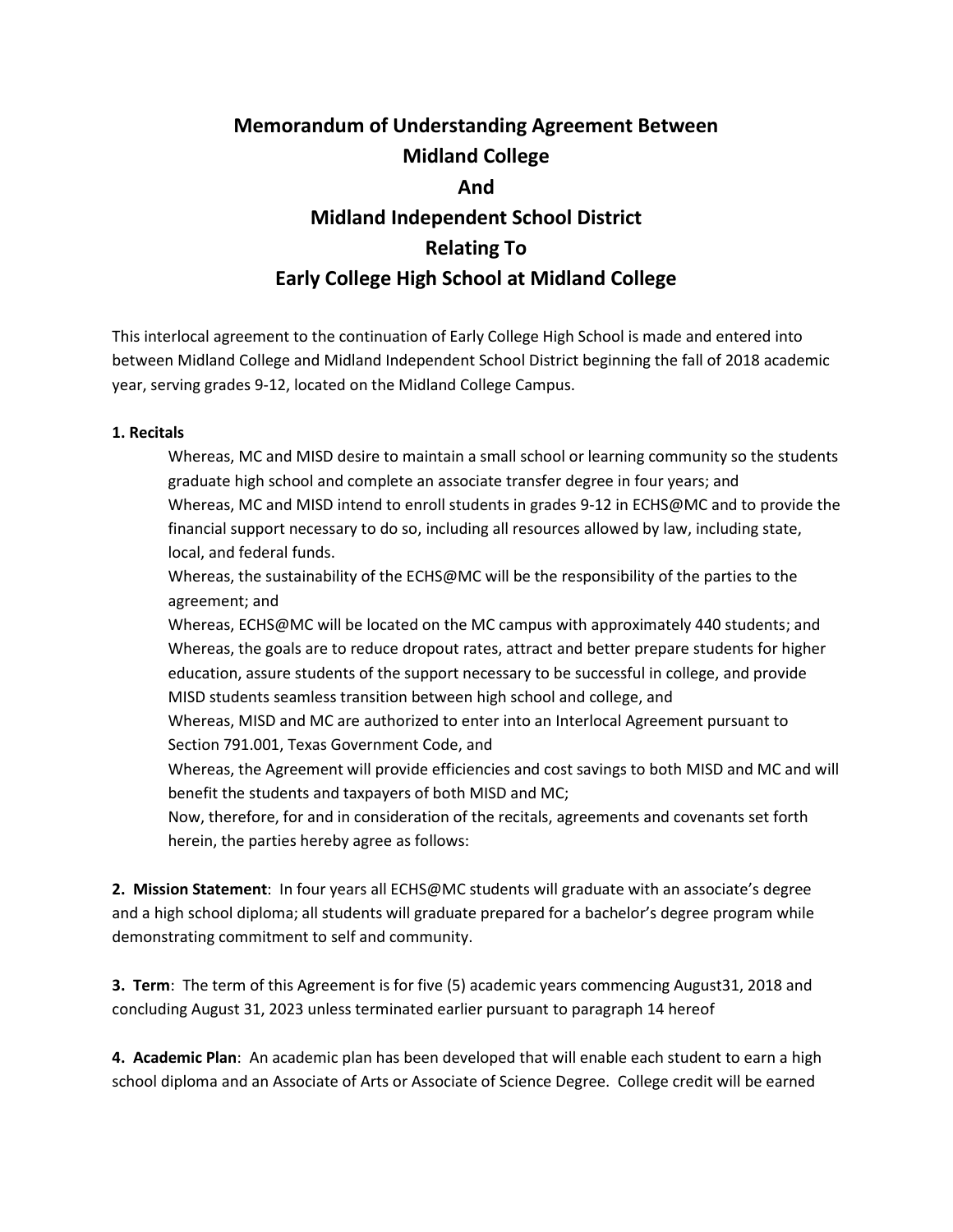# Memorandum of Understanding Agreement Between Midland College And Midland Independent School District Relating To Early College High School at Midland College

This interlocal agreement to the continuation of Early College High School is made and entered into between Midland College and Midland Independent School District beginning the fall of 2018 academic year, serving grades 9-12, located on the Midland College Campus.

**1. Recitals**

Whereas, MC and MISD desire to maintain a small school or learning community so the students graduate high school and complete an associate transfer degree in four years; and

Whereas, MC and MISD intend to enroll students in grades 9-12 in ECHS@MC and to provide the financial support necessary to do so, including all resources allowed by law, including state, local, and federal funds.

Whereas, the sustainability of the ECHS@MC will be the responsibility of the parties to the agreement; and

Whereas, ECHS@MC will be located on the MC campus with approximately 440 students; and

Whereas, the goals are to reduce dropout rates, attract and better prepare students for higher education, assure students of the support necessary to be successful in college, and provide MISD students seamless transition between high school and college, and

Whereas, MISD and MC are authorized to enter into an Interlocal Agreement pursuant to Section 791.001, Texas Government Code, and

Whereas, the Agreement will provide efficiencies and cost savings to both MISD and MC and will benefit the students and taxpayers of both MISD and MC;

Now, therefore, for and in consideration of the recitals, agreements and covenants set forth herein, the parties hereby agree as follows:

**2. Mission Statement**: In four years all ECHS@MC students will graduate with an associate's degree and a high school diploma; all students will graduate prepared for a bachelor's degree program while demonstrating commitment to self and community.

**3. Term**: The term of this Agreement is for five (5) academic years commencing August31, 2018 and concluding August 31, 2023 unless terminated earlier pursuant to paragraph 14 hereof

**4. Academic Plan**: An academic plan has been developed that will enable each student to earn a high school diploma and an Associate of Arts or Associate of Science Degree. College credit will be earned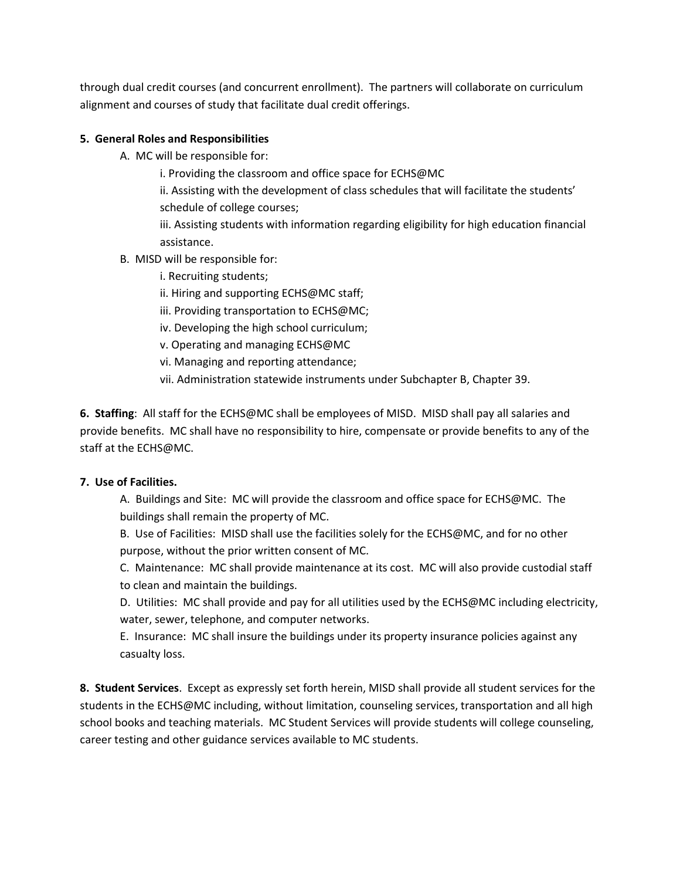through dual credit courses (and concurrent enrollment). The partners will collaborate on curriculum alignment and courses of study that facilitate dual credit offerings.

**5. General Roles and Responsibilities**

A. MC will be responsible for:

i. Providing the classroom and office space for ECHS@MC

ii. Assisting with the development of class schedules that will facilitate the students' schedule of college courses;

iii. Assisting students with information regarding eligibility for high education financial assistance.

B. MISD will be responsible for:

i. Recruiting students;

ii. Hiring and supporting ECHS@MC staff;

iii. Providing transportation to ECHS@MC;

iv. Developing the high school curriculum;

v. Operating and managing ECHS@MC

vi. Managing and reporting attendance;

vii. Administration statewide instruments under Subchapter B, Chapter 39.

**6. Staffing**: All staff for the ECHS@MC shall be employees of MISD. MISD shall pay all salaries and provide benefits. MC shall have no responsibility to hire, compensate or provide benefits to any of the staff at the ECHS@MC.

**7. Use of Facilities.**

A. Buildings and Site: MC will provide the classroom and office space for ECHS@MC. The buildings shall remain the property of MC.

B. Use of Facilities: MISD shall use the facilities solely for the ECHS@MC, and for no other purpose, without the prior written consent of MC.

C. Maintenance: MC shall provide maintenance at its cost. MC will also provide custodial staff to clean and maintain the buildings.

D. Utilities: MC shall provide and pay for all utilities used by the ECHS@MC including electricity, water, sewer, telephone, and computer networks.

E. Insurance: MC shall insure the buildings under its property insurance policies against any casualty loss.

**8. Student Services**. Except as expressly set forth herein, MISD shall provide all student services for the students in the ECHS@MC including, without limitation, counseling services, transportation and all high school books and teaching materials. MC Student Services will provide students will college counseling, career testing and other guidance services available to MC students.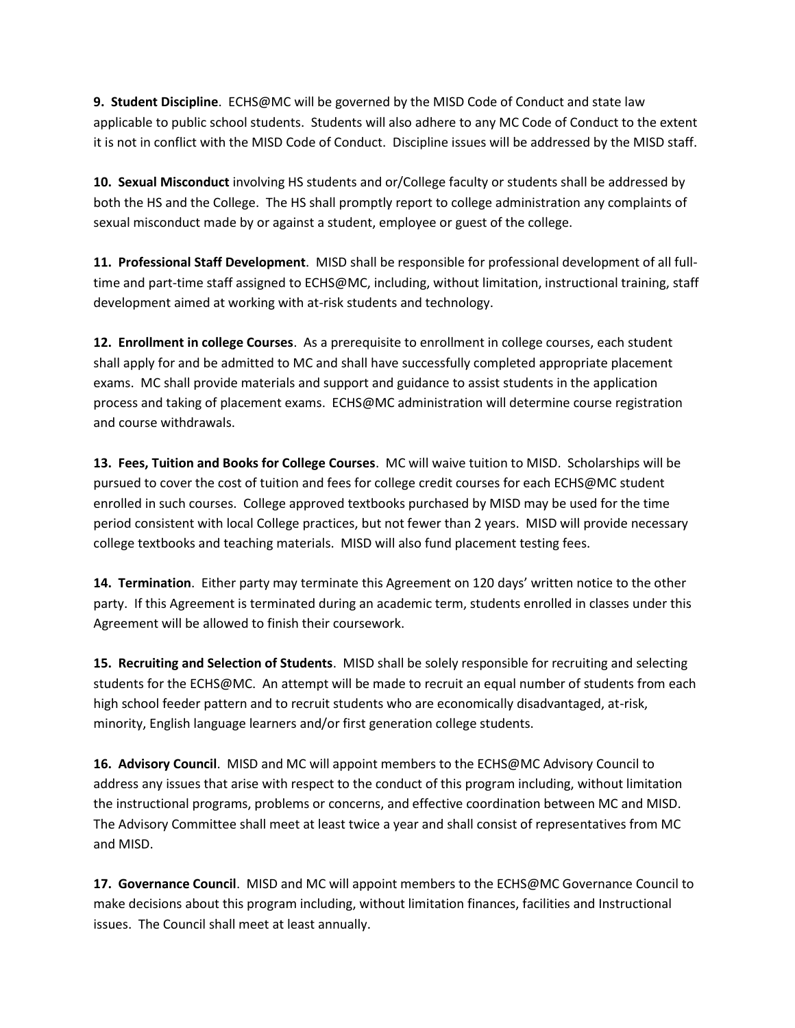**9. Student Discipline**. ECHS@MC will be governed by the MISD Code of Conduct and state law applicable to public school students. Students will also adhere to any MC Code of Conduct to the extent it is not in conflict with the MISD Code of Conduct. Discipline issues will be addressed by the MISD staff.

**10. Sexual Misconduct** involving HS students and or/College faculty or students shall be addressed by both the HS and the College. The HS shall promptly report to college administration any complaints of sexual misconduct made by or against a student, employee or guest of the college.

**11. Professional Staff Development**. MISD shall be responsible for professional development of all full-time and part-time staff assigned to ECHS@MC, including, without limitation, instructional training, staff development aimed at working with at-risk students and technology.

**12. Enrollment in college Courses**. As a prerequisite to enrollment in college courses, each student shall apply for and be admitted to MC and shall have successfully completed appropriate placement exams. MC shall provide materials and support and guidance to assist students in the application process and taking of placement exams. ECHS@MC administration will determine course registration and course withdrawals.

**13. Fees, Tuition and Books for College Courses**. MC will waive tuition to MISD. Scholarships will be pursued to cover the cost of tuition and fees for college credit courses for each ECHS@MC student enrolled in such courses. College approved textbooks purchased by MISD may be used for the time period consistent with local College practices, but not fewer than 2 years. MISD will provide necessary college textbooks and teaching materials. MISD will also fund placement testing fees.

**14. Termination**. Either party may terminate this Agreement on 120 days' written notice to the other party. If this Agreement is terminated during an academic term, students enrolled in classes under this Agreement will be allowed to finish their coursework.

**15. Recruiting and Selection of Students**. MISD shall be solely responsible for recruiting and selecting students for the ECHS@MC. An attempt will be made to recruit an equal number of students from each high school feeder pattern and to recruit students who are economically disadvantaged, at-risk, minority, English language learners and/or first generation college students.

**16. Advisory Council**. MISD and MC will appoint members to the ECHS@MC Advisory Council to address any issues that arise with respect to the conduct of this program including, without limitation the instructional programs, problems or concerns, and effective coordination between MC and MISD. The Advisory Committee shall meet at least twice a year and shall consist of representatives from MC and MISD.

**17. Governance Council**. MISD and MC will appoint members to the ECHS@MC Governance Council to make decisions about this program including, without limitation finances, facilities and Instructional issues. The Council shall meet at least annually.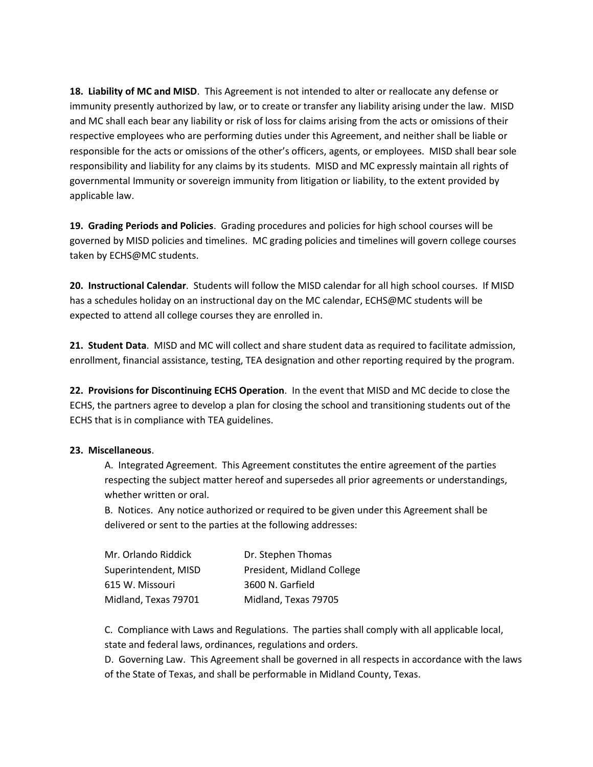**18. Liability of MC and MISD**. This Agreement is not intended to alter or reallocate any defense or immunity presently authorized by law, or to create or transfer any liability arising under the law. MISD and MC shall each bear any liability or risk of loss for claims arising from the acts or omissions of their respective employees who are performing duties under this Agreement, and neither shall be liable or responsible for the acts or omissions of the other's officers, agents, or employees. MISD shall bear sole responsibility and liability for any claims by its students. MISD and MC expressly maintain all rights of governmental Immunity or sovereign immunity from litigation or liability, to the extent provided by applicable law.

**19. Grading Periods and Policies**. Grading procedures and policies for high school courses will be governed by MISD policies and timelines. MC grading policies and timelines will govern college courses taken by ECHS@MC students.

**20. Instructional Calendar**. Students will follow the MISD calendar for all high school courses. If MISD has a schedules holiday on an instructional day on the MC calendar, ECHS@MC students will be expected to attend all college courses they are enrolled in.

**21. Student Data**. MISD and MC will collect and share student data as required to facilitate admission, enrollment, financial assistance, testing, TEA designation and other reporting required by the program.

**22. Provisions for Discontinuing ECHS Operation**. In the event that MISD and MC decide to close the ECHS, the partners agree to develop a plan for closing the school and transitioning students out of the ECHS that is in compliance with TEA guidelines.

**23. Miscellaneous**.

A. Integrated Agreement. This Agreement constitutes the entire agreement of the parties respecting the subject matter hereof and supersedes all prior agreements or understandings, whether written or oral.

B. Notices. Any notice authorized or required to be given under this Agreement shall be delivered or sent to the parties at the following addresses:

| | |
|---|---|
| Mr. Orlando Riddick | Dr. Stephen Thomas |
| Superintendent, MISD | President, Midland College |
| 615 W. Missouri | 3600 N. Garfield |
| Midland, Texas 79701 | Midland, Texas 79705 |

C. Compliance with Laws and Regulations. The parties shall comply with all applicable local, state and federal laws, ordinances, regulations and orders.

D. Governing Law. This Agreement shall be governed in all respects in accordance with the laws of the State of Texas, and shall be performable in Midland County, Texas.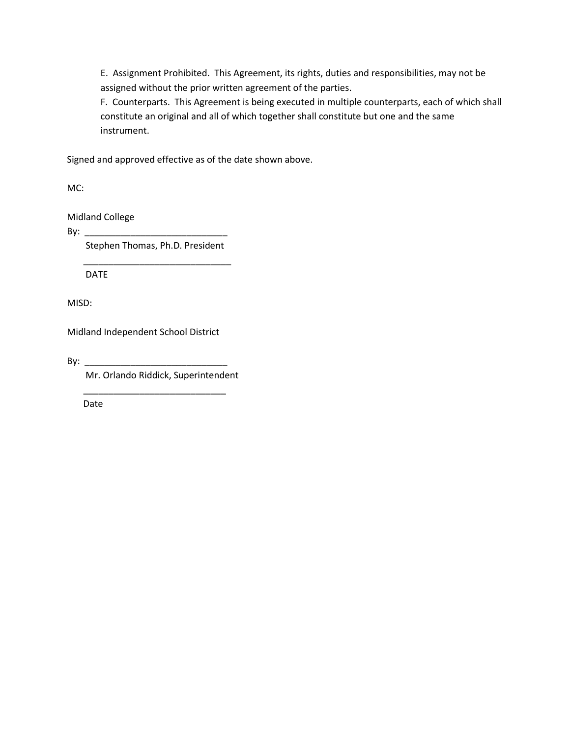E. Assignment Prohibited. This Agreement, its rights, duties and responsibilities, may not be assigned without the prior written agreement of the parties.

F. Counterparts. This Agreement is being executed in multiple counterparts, each of which shall constitute an original and all of which together shall constitute but one and the same instrument.

Signed and approved effective as of the date shown above.

MC:

Midland College

By: _____________________________

Stephen Thomas, Ph.D. President

_____________________________

DATE

MISD:

Midland Independent School District

By: _____________________________

Mr. Orlando Riddick, Superintendent

_____________________________

Date